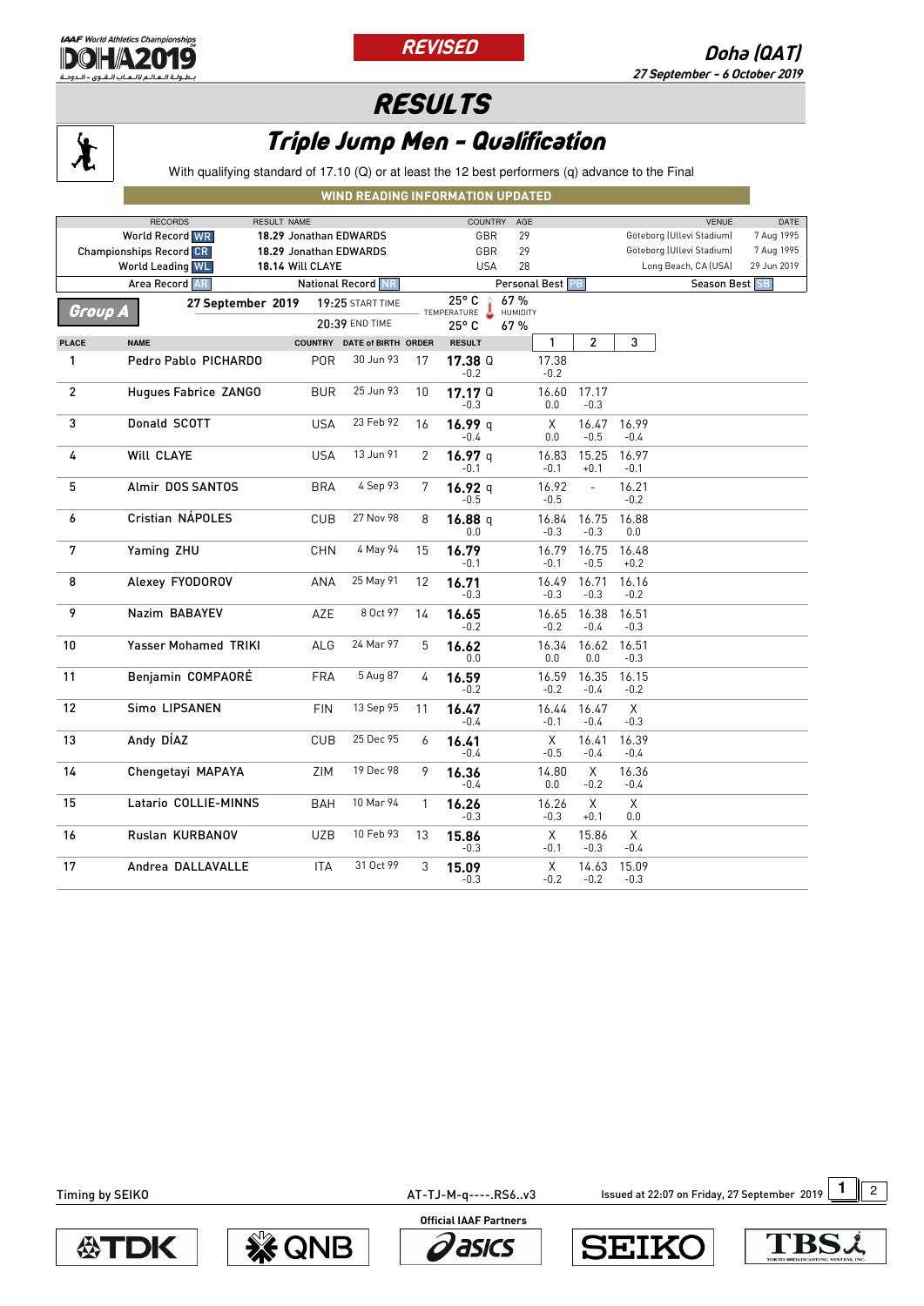**REVISED**

**Doha (QAT)**
27 September - 6 October 2019

# RESULTS

## Triple Jump Men - Qualification

With qualifying standard of 17.10 (Q) or at least the 12 best performers (q) advance to the Final

**WIND READING INFORMATION UPDATED**

| RECORDS | RESULT | NAME | COUNTRY | AGE | VENUE | DATE |
|---|---|---|---|---|---|---|
| World Record WR | 18.29 | Jonathan EDWARDS | GBR | 29 | Göteborg (Ullevi Stadium) | 7 Aug 1995 |
| Championships Record CR | 18.29 | Jonathan EDWARDS | GBR | 29 | Göteborg (Ullevi Stadium) | 7 Aug 1995 |
| World Leading WL | 18.14 | Will CLAYE | USA | 28 | Long Beach, CA (USA) | 29 Jun 2019 |

Area Record AR — National Record NR — Personal Best PB — Season Best SB

**Group A** — 27 September 2019 — 19:25 START TIME — 20:39 END TIME — Temperature 25° C / 25° C — Humidity 67 % / 67 %

| PLACE | NAME | COUNTRY | DATE of BIRTH | ORDER | RESULT | 1 | 2 | 3 |
|---|---|---|---|---|---|---|---|---|
| 1 | Pedro Pablo PICHARDO | POR | 30 Jun 93 | 17 | **17.38** Q -0.2 | 17.38 -0.2 | | |
| 2 | Hugues Fabrice ZANGO | BUR | 25 Jun 93 | 10 | **17.17** Q -0.3 | 16.60 0.0 | 17.17 -0.3 | |
| 3 | Donald SCOTT | USA | 23 Feb 92 | 16 | **16.99** q -0.4 | X 0.0 | 16.47 -0.5 | 16.99 -0.4 |
| 4 | Will CLAYE | USA | 13 Jun 91 | 2 | **16.97** q -0.1 | 16.83 -0.1 | 15.25 +0.1 | 16.97 -0.1 |
| 5 | Almir DOS SANTOS | BRA | 4 Sep 93 | 7 | **16.92** q -0.5 | 16.92 -0.5 | - | 16.21 -0.2 |
| 6 | Cristian NÁPOLES | CUB | 27 Nov 98 | 8 | **16.88** q 0.0 | 16.84 -0.3 | 16.75 -0.3 | 16.88 0.0 |
| 7 | Yaming ZHU | CHN | 4 May 94 | 15 | **16.79** -0.1 | 16.79 -0.1 | 16.75 -0.5 | 16.48 +0.2 |
| 8 | Alexey FYODOROV | ANA | 25 May 91 | 12 | **16.71** -0.3 | 16.49 -0.3 | 16.71 -0.3 | 16.16 -0.2 |
| 9 | Nazim BABAYEV | AZE | 8 Oct 97 | 14 | **16.65** -0.2 | 16.65 -0.2 | 16.38 -0.4 | 16.51 -0.3 |
| 10 | Yasser Mohamed TRIKI | ALG | 24 Mar 97 | 5 | **16.62** 0.0 | 16.34 0.0 | 16.62 0.0 | 16.51 -0.3 |
| 11 | Benjamin COMPAORÉ | FRA | 5 Aug 87 | 4 | **16.59** -0.2 | 16.59 -0.2 | 16.35 -0.4 | 16.15 -0.2 |
| 12 | Simo LIPSANEN | FIN | 13 Sep 95 | 11 | **16.47** -0.4 | 16.44 -0.1 | 16.47 -0.4 | X -0.3 |
| 13 | Andy DÍAZ | CUB | 25 Dec 95 | 6 | **16.41** -0.4 | X -0.5 | 16.41 -0.4 | 16.39 -0.4 |
| 14 | Chengetayi MAPAYA | ZIM | 19 Dec 98 | 9 | **16.36** -0.4 | 14.80 0.0 | X -0.2 | 16.36 -0.4 |
| 15 | Latario COLLIE-MINNS | BAH | 10 Mar 94 | 1 | **16.26** -0.3 | 16.26 -0.3 | X +0.1 | X 0.0 |
| 16 | Ruslan KURBANOV | UZB | 10 Feb 93 | 13 | **15.86** -0.3 | X -0.1 | 15.86 -0.3 | X -0.4 |
| 17 | Andrea DALLAVALLE | ITA | 31 Oct 99 | 3 | **15.09** -0.3 | X -0.2 | 14.63 -0.2 | 15.09 -0.3 |

Timing by SEIKO — AT-TJ-M-q----.RS6..v3 — Issued at 22:07 on Friday, 27 September 2019

Official IAAF Partners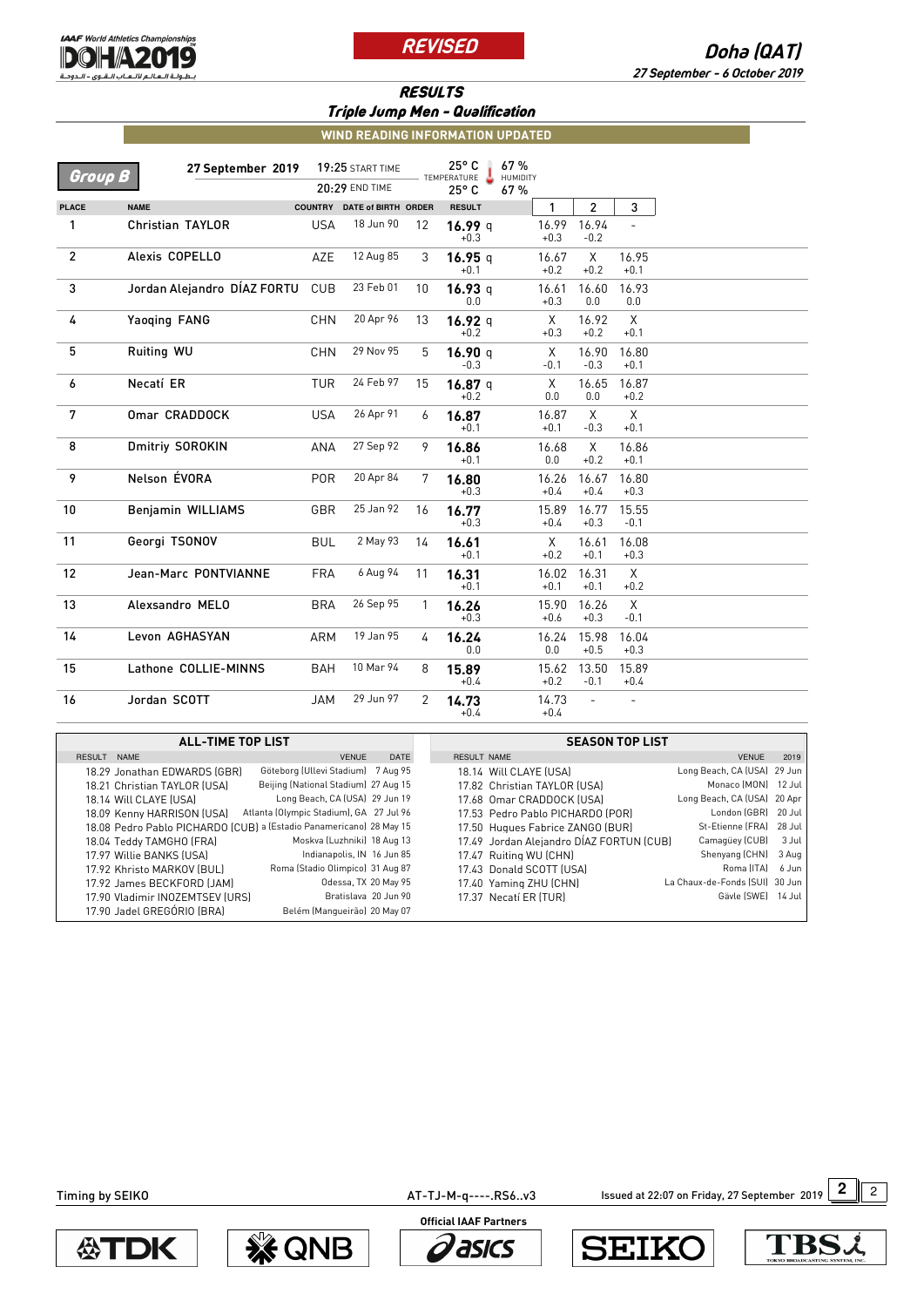**IAAF World Athletics Championships DOHA 2019**

**REVISED**

**Doha (QAT)**
27 September - 6 October 2019

## RESULTS

### Triple Jump Men - Qualification

**WIND READING INFORMATION UPDATED**

**Group B** — 27 September 2019 — 19:25 START TIME — 20:29 END TIME — TEMPERATURE 25° C / 25° C — HUMIDITY 67 % / 67 %

| PLACE | NAME | COUNTRY | DATE of BIRTH | ORDER | RESULT | 1 | 2 | 3 |
|---|---|---|---|---|---|---|---|---|
| 1 | Christian TAYLOR | USA | 18 Jun 90 | 12 | **16.99** q +0.3 | 16.99 +0.3 | 16.94 -0.2 | - |
| 2 | Alexis COPELLO | AZE | 12 Aug 85 | 3 | **16.95** q +0.1 | 16.67 +0.2 | X +0.2 | 16.95 +0.1 |
| 3 | Jordan Alejandro DÍAZ FORTU | CUB | 23 Feb 01 | 10 | **16.93** q 0.0 | 16.61 +0.3 | 16.60 0.0 | 16.93 0.0 |
| 4 | Yaoqing FANG | CHN | 20 Apr 96 | 13 | **16.92** q +0.2 | X +0.3 | 16.92 +0.2 | X +0.1 |
| 5 | Ruiting WU | CHN | 29 Nov 95 | 5 | **16.90** q -0.3 | X -0.1 | 16.90 -0.3 | 16.80 +0.1 |
| 6 | Necatí ER | TUR | 24 Feb 97 | 15 | **16.87** q +0.2 | X 0.0 | 16.65 0.0 | 16.87 +0.2 |
| 7 | Omar CRADDOCK | USA | 26 Apr 91 | 6 | **16.87** +0.1 | 16.87 +0.1 | X -0.3 | X +0.1 |
| 8 | Dmitriy SOROKIN | ANA | 27 Sep 92 | 9 | **16.86** +0.1 | 16.68 0.0 | X +0.2 | 16.86 +0.1 |
| 9 | Nelson ÉVORA | POR | 20 Apr 84 | 7 | **16.80** +0.3 | 16.26 +0.4 | 16.67 +0.4 | 16.80 +0.3 |
| 10 | Benjamin WILLIAMS | GBR | 25 Jan 92 | 16 | **16.77** +0.3 | 15.89 +0.4 | 16.77 +0.3 | 15.55 -0.1 |
| 11 | Georgi TSONOV | BUL | 2 May 93 | 14 | **16.61** +0.1 | X +0.2 | 16.61 +0.1 | 16.08 +0.3 |
| 12 | Jean-Marc PONTVIANNE | FRA | 6 Aug 94 | 11 | **16.31** +0.1 | 16.02 +0.1 | 16.31 +0.1 | X +0.2 |
| 13 | Alexsandro MELO | BRA | 26 Sep 95 | 1 | **16.26** +0.3 | 15.90 +0.6 | 16.26 +0.3 | X -0.1 |
| 14 | Levon AGHASYAN | ARM | 19 Jan 95 | 4 | **16.24** 0.0 | 16.24 0.0 | 15.98 +0.5 | 16.04 +0.3 |
| 15 | Lathone COLLIE-MINNS | BAH | 10 Mar 94 | 8 | **15.89** +0.4 | 15.62 +0.2 | 13.50 -0.1 | 15.89 +0.4 |
| 16 | Jordan SCOTT | JAM | 29 Jun 97 | 2 | **14.73** +0.4 | 14.73 +0.4 | - | - |

**ALL-TIME TOP LIST**

| RESULT | NAME | VENUE | DATE |
|---|---|---|---|
| 18.29 | Jonathan EDWARDS (GBR) | Göteborg (Ullevi Stadium) | 7 Aug 95 |
| 18.21 | Christian TAYLOR (USA) | Beijing (National Stadium) | 27 Aug 15 |
| 18.14 | Will CLAYE (USA) | Long Beach, CA (USA) | 29 Jun 19 |
| 18.09 | Kenny HARRISON (USA) | Atlanta (Olympic Stadium), GA | 27 Jul 96 |
| 18.08 | Pedro Pablo PICHARDO (CUB) | a (Estadio Panamericano) | 28 May 15 |
| 18.04 | Teddy TAMGHO (FRA) | Moskva (Luzhniki) | 18 Aug 13 |
| 17.97 | Willie BANKS (USA) | Indianapolis, IN | 16 Jun 85 |
| 17.92 | Khristo MARKOV (BUL) | Roma (Stadio Olimpico) | 31 Aug 87 |
| 17.92 | James BECKFORD (JAM) | Odessa, TX | 20 May 95 |
| 17.90 | Vladimir INOZEMTSEV (URS) | Bratislava | 20 Jun 90 |
| 17.90 | Jadel GREGÓRIO (BRA) | Belém (Mangueirão) | 20 May 07 |

**SEASON TOP LIST**

| RESULT | NAME | VENUE | 2019 |
|---|---|---|---|
| 18.14 | Will CLAYE (USA) | Long Beach, CA (USA) | 29 Jun |
| 17.82 | Christian TAYLOR (USA) | Monaco (MON) | 12 Jul |
| 17.68 | Omar CRADDOCK (USA) | Long Beach, CA (USA) | 20 Apr |
| 17.53 | Pedro Pablo PICHARDO (POR) | London (GBR) | 20 Jul |
| 17.50 | Hugues Fabrice ZANGO (BUR) | St-Etienne (FRA) | 28 Jul |
| 17.49 | Jordan Alejandro DÍAZ FORTUN (CUB) | Camagüey (CUB) | 3 Jul |
| 17.47 | Ruiting WU (CHN) | Shenyang (CHN) | 3 Aug |
| 17.43 | Donald SCOTT (USA) | Roma (ITA) | 6 Jun |
| 17.40 | Yaming ZHU (CHN) | La Chaux-de-Fonds (SUI) | 30 Jun |
| 17.37 | Necatí ER (TUR) | Gävle (SWE) | 14 Jul |

Timing by SEIKO — AT-TJ-M-q----.RS6..v3 — Issued at 22:07 on Friday, 27 September 2019

Official IAAF Partners: TDK, QNB, asics, SEIKO, TBS